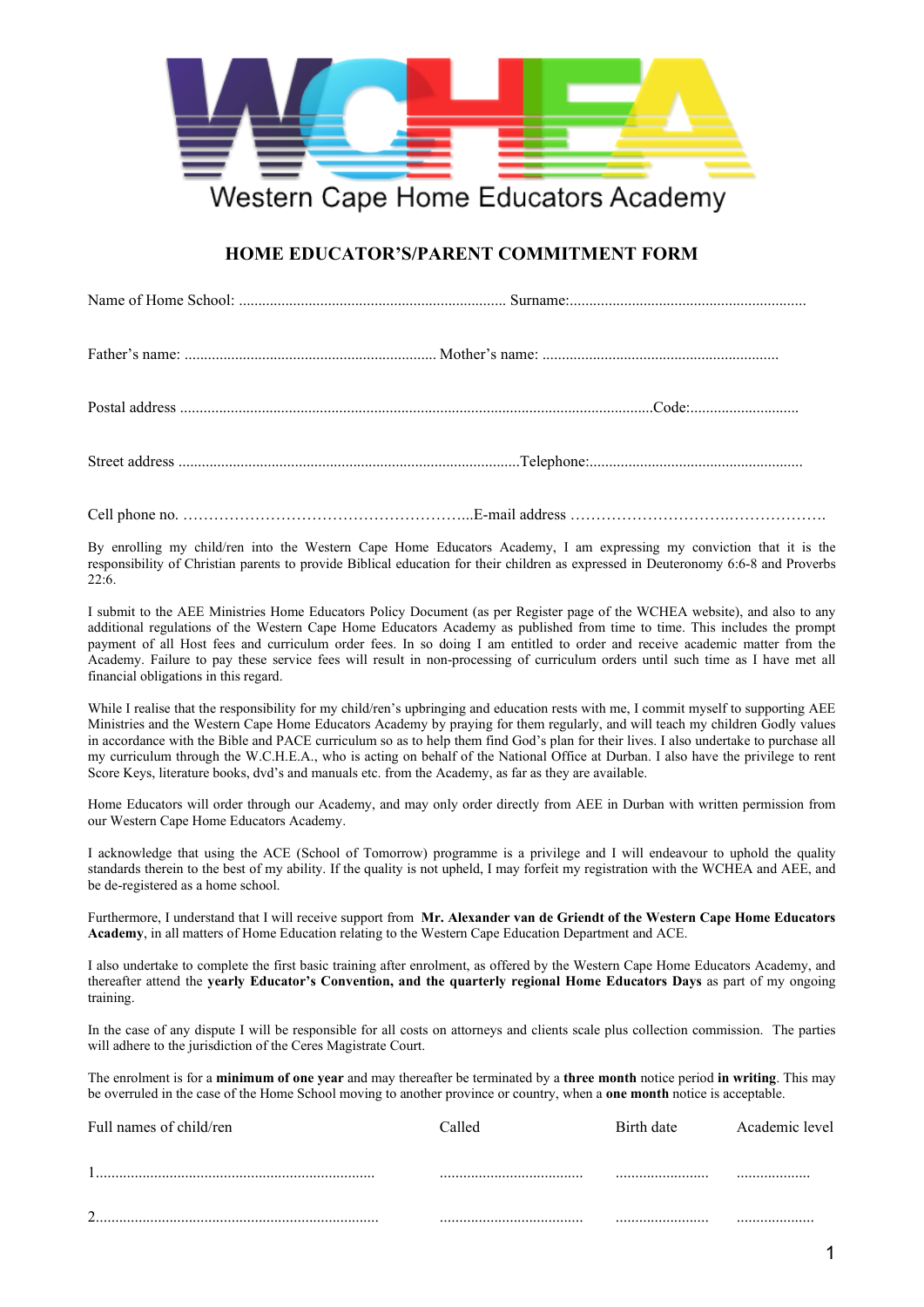Western Cape Home Educators Academy

## HOME EDUCATOR'S/PARENT COMMITMENT FORM

Name of Home School: ..................................................................... Surname:.............................................................

Father's name: ................................................................. Mother's name: .............................................................

Postal address ..........................................................................................................................Code:............................

Street address .......................................................................................Telephone:.......................................................

Cell phone no. ………………………………………………...E-mail address ………………………….……………….

By enrolling my child/ren into the Western Cape Home Educators Academy, I am expressing my conviction that it is the responsibility of Christian parents to provide Biblical education for their children as expressed in Deuteronomy 6:6-8 and Proverbs 22:6.

I submit to the AEE Ministries Home Educators Policy Document (as per Register page of the WCHEA website), and also to any additional regulations of the Western Cape Home Educators Academy as published from time to time. This includes the prompt payment of all Host fees and curriculum order fees. In so doing I am entitled to order and receive academic matter from the Academy. Failure to pay these service fees will result in non-processing of curriculum orders until such time as I have met all financial obligations in this regard.

While I realise that the responsibility for my child/ren's upbringing and education rests with me, I commit myself to supporting AEE Ministries and the Western Cape Home Educators Academy by praying for them regularly, and will teach my children Godly values in accordance with the Bible and PACE curriculum so as to help them find God's plan for their lives. I also undertake to purchase all my curriculum through the W.C.H.E.A., who is acting on behalf of the National Office at Durban. I also have the privilege to rent Score Keys, literature books, dvd's and manuals etc. from the Academy, as far as they are available.

Home Educators will order through our Academy, and may only order directly from AEE in Durban with written permission from our Western Cape Home Educators Academy.

I acknowledge that using the ACE (School of Tomorrow) programme is a privilege and I will endeavour to uphold the quality standards therein to the best of my ability. If the quality is not upheld, I may forfeit my registration with the WCHEA and AEE, and be de-registered as a home school.

Furthermore, I understand that I will receive support from **Mr. Alexander van de Griendt of the Western Cape Home Educators Academy**, in all matters of Home Education relating to the Western Cape Education Department and ACE.

I also undertake to complete the first basic training after enrolment, as offered by the Western Cape Home Educators Academy, and thereafter attend the **yearly Educator's Convention, and the quarterly regional Home Educators Days** as part of my ongoing training.

In the case of any dispute I will be responsible for all costs on attorneys and clients scale plus collection commission. The parties will adhere to the jurisdiction of the Ceres Magistrate Court.

The enrolment is for a **minimum of one year** and may thereafter be terminated by a **three month** notice period **in writing**. This may be overruled in the case of the Home School moving to another province or country, when a **one month** notice is acceptable.

| Full names of child/ren | Called | Birth date | Academic level |
|---|---|---|---|
| 1......................................................................... | ..................................... | ......................... | ................... |
| 2.......................................................................... | ..................................... | ......................... | .................... |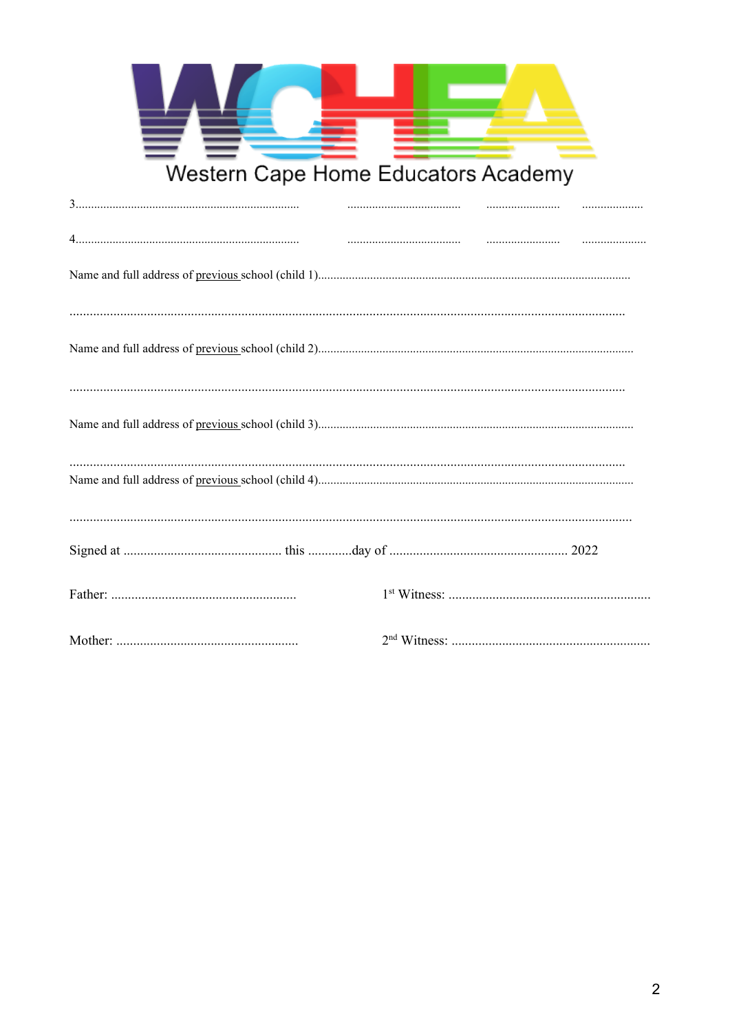Western Cape Home Educators Academy

3........................................................................ ..................................... ........................ ....................

4........................................................................ ..................................... ........................ .....................

Name and full address of <u>previous</u> school (child 1)......................................................................................................

.....................................................................................................................................................

Name and full address of <u>previous</u> school (child 2)......................................................................................................

.....................................................................................................................................................

Name and full address of <u>previous</u> school (child 3)......................................................................................................

.....................................................................................................................................................

Name and full address of <u>previous</u> school (child 4)......................................................................................................

.....................................................................................................................................................

Signed at ............................................... this ............day of .................................................... 2022

Father: ....................................................... 1st Witness: ............................................................

Mother: ...................................................... 2nd Witness: ..........................................................